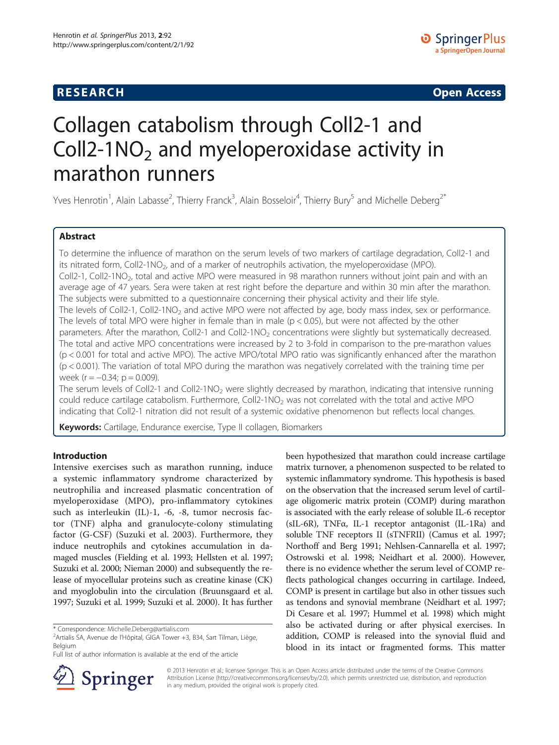**RESEARCH** **Open Access**

# Collagen catabolism through Coll2-1 and Coll2-1$NO_2$ and myeloperoxidase activity in marathon runners

Yves Henrotin[1], Alain Labasse[2], Thierry Franck[3], Alain Bosseloir[4], Thierry Bury[5] and Michelle Deberg[2*]

## Abstract

To determine the influence of marathon on the serum levels of two markers of cartilage degradation, Coll2-1 and its nitrated form, Coll2-1$NO_2$, and of a marker of neutrophils activation, the myeloperoxidase (MPO).

Coll2-1, Coll2-1$NO_2$, total and active MPO were measured in 98 marathon runners without joint pain and with an average age of 47 years. Sera were taken at rest right before the departure and within 30 min after the marathon. The subjects were submitted to a questionnaire concerning their physical activity and their life style.

The levels of Coll2-1, Coll2-1$NO_2$ and active MPO were not affected by age, body mass index, sex or performance. The levels of total MPO were higher in female than in male ($p < 0.05$), but were not affected by the other parameters. After the marathon, Coll2-1 and Coll2-1$NO_2$ concentrations were slightly but systematically decreased. The total and active MPO concentrations were increased by 2 to 3-fold in comparison to the pre-marathon values ($p < 0.001$ for total and active MPO). The active MPO/total MPO ratio was significantly enhanced after the marathon ($p < 0.001$). The variation of total MPO during the marathon was negatively correlated with the training time per week ($r = -0.34$; $p = 0.009$).

The serum levels of Coll2-1 and Coll2-1$NO_2$ were slightly decreased by marathon, indicating that intensive running could reduce cartilage catabolism. Furthermore, Coll2-1$NO_2$ was not correlated with the total and active MPO indicating that Coll2-1 nitration did not result of a systemic oxidative phenomenon but reflects local changes.

**Keywords:** Cartilage, Endurance exercise, Type II collagen, Biomarkers

## Introduction

Intensive exercises such as marathon running, induce a systemic inflammatory syndrome characterized by neutrophilia and increased plasmatic concentration of myeloperoxidase (MPO), pro-inflammatory cytokines such as interleukin (IL)-1, -6, -8, tumor necrosis factor (TNF) alpha and granulocyte-colony stimulating factor (G-CSF) (Suzuki et al. 2003). Furthermore, they induce neutrophils and cytokines accumulation in damaged muscles (Fielding et al. 1993; Hellsten et al. 1997; Suzuki et al. 2000; Nieman 2000) and subsequently the release of myocellular proteins such as creatine kinase (CK) and myoglobulin into the circulation (Bruunsgaard et al. 1997; Suzuki et al. 1999; Suzuki et al. 2000). It has further been hypothesized that marathon could increase cartilage matrix turnover, a phenomenon suspected to be related to systemic inflammatory syndrome. This hypothesis is based on the observation that the increased serum level of cartilage oligomeric matrix protein (COMP) during marathon is associated with the early release of soluble IL-6 receptor (sIL-6R), TNFα, IL-1 receptor antagonist (IL-1Ra) and soluble TNF receptors II (sTNFRII) (Camus et al. 1997; Northoff and Berg 1991; Nehlsen-Cannarella et al. 1997; Ostrowski et al. 1998; Neidhart et al. 2000). However, there is no evidence whether the serum level of COMP reflects pathological changes occurring in cartilage. Indeed, COMP is present in cartilage but also in other tissues such as tendons and synovial membrane (Neidhart et al. 1997; Di Cesare et al. 1997; Hummel et al. 1998) which might also be activated during or after physical exercises. In addition, COMP is released into the synovial fluid and blood in its intact or fragmented forms. This matter

\* Correspondence: Michelle.Deberg@artialis.com
[2]Artialis SA, Avenue de l'Hôpital, GIGA Tower +3, B34, Sart Tilman, Liège, Belgium
Full list of author information is available at the end of the article

© 2013 Henrotin et al.; licensee Springer. This is an Open Access article distributed under the terms of the Creative Commons Attribution License (http://creativecommons.org/licenses/by/2.0), which permits unrestricted use, distribution, and reproduction in any medium, provided the original work is properly cited.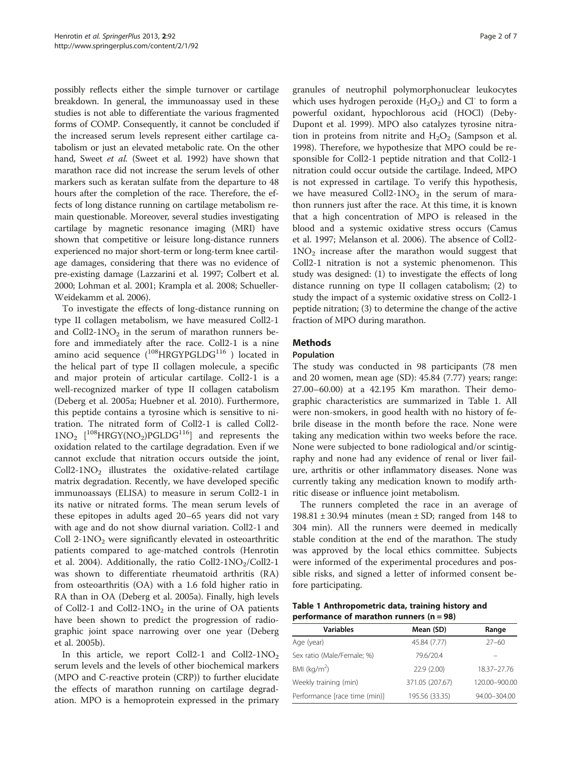possibly reflects either the simple turnover or cartilage breakdown. In general, the immunoassay used in these studies is not able to differentiate the various fragmented forms of COMP. Consequently, it cannot be concluded if the increased serum levels represent either cartilage catabolism or just an elevated metabolic rate. On the other hand, Sweet *et al.* (Sweet et al. 1992) have shown that marathon race did not increase the serum levels of other markers such as keratan sulfate from the departure to 48 hours after the completion of the race. Therefore, the effects of long distance running on cartilage metabolism remain questionable. Moreover, several studies investigating cartilage by magnetic resonance imaging (MRI) have shown that competitive or leisure long-distance runners experienced no major short-term or long-term knee cartilage damages, considering that there was no evidence of pre-existing damage (Lazzarini et al. 1997; Colbert et al. 2000; Lohman et al. 2001; Krampla et al. 2008; Schueller-Weidekamm et al. 2006).

To investigate the effects of long-distance running on type II collagen metabolism, we have measured Coll2-1 and Coll2-1$NO_2$ in the serum of marathon runners before and immediately after the race. Coll2-1 is a nine amino acid sequence ($^{108}$HRGYPGLDG$^{116}$ ) located in the helical part of type II collagen molecule, a specific and major protein of articular cartilage. Coll2-1 is a well-recognized marker of type II collagen catabolism (Deberg et al. 2005a; Huebner et al. 2010). Furthermore, this peptide contains a tyrosine which is sensitive to nitration. The nitrated form of Coll2-1 is called Coll2-1$NO_2$ [$^{108}$HRGY($NO_2$)PGLDG$^{116}$] and represents the oxidation related to the cartilage degradation. Even if we cannot exclude that nitration occurs outside the joint, Coll2-1$NO_2$ illustrates the oxidative-related cartilage matrix degradation. Recently, we have developed specific immunoassays (ELISA) to measure in serum Coll2-1 in its native or nitrated forms. The mean serum levels of these epitopes in adults aged 20–65 years did not vary with age and do not show diurnal variation. Coll2-1 and Coll 2-1$NO_2$ were significantly elevated in osteoarthritic patients compared to age-matched controls (Henrotin et al. 2004). Additionally, the ratio Coll2-1$NO_2$/Coll2-1 was shown to differentiate rheumatoid arthritis (RA) from osteoarthritis (OA) with a 1.6 fold higher ratio in RA than in OA (Deberg et al. 2005a). Finally, high levels of Coll2-1 and Coll2-1$NO_2$ in the urine of OA patients have been shown to predict the progression of radiographic joint space narrowing over one year (Deberg et al. 2005b).

In this article, we report Coll2-1 and Coll2-1$NO_2$ serum levels and the levels of other biochemical markers (MPO and C-reactive protein (CRP)) to further elucidate the effects of marathon running on cartilage degradation. MPO is a hemoprotein expressed in the primary granules of neutrophil polymorphonuclear leukocytes which uses hydrogen peroxide ($H_2O_2$) and $Cl^-$ to form a powerful oxidant, hypochlorous acid (HOCl) (Deby-Dupont et al. 1999). MPO also catalyzes tyrosine nitration in proteins from nitrite and $H_2O_2$ (Sampson et al. 1998). Therefore, we hypothesize that MPO could be responsible for Coll2-1 peptide nitration and that Coll2-1 nitration could occur outside the cartilage. Indeed, MPO is not expressed in cartilage. To verify this hypothesis, we have measured Coll2-1$NO_2$ in the serum of marathon runners just after the race. At this time, it is known that a high concentration of MPO is released in the blood and a systemic oxidative stress occurs (Camus et al. 1997; Melanson et al. 2006). The absence of Coll2-1$NO_2$ increase after the marathon would suggest that Coll2-1 nitration is not a systemic phenomenon. This study was designed: (1) to investigate the effects of long distance running on type II collagen catabolism; (2) to study the impact of a systemic oxidative stress on Coll2-1 peptide nitration; (3) to determine the change of the active fraction of MPO during marathon.

## Methods

### Population

The study was conducted in 98 participants (78 men and 20 women, mean age (SD): 45.84 (7.77) years; range: 27.00–60.00) at a 42.195 Km marathon. Their demographic characteristics are summarized in Table 1. All were non-smokers, in good health with no history of febrile disease in the month before the race. None were taking any medication within two weeks before the race. None were subjected to bone radiological and/or scintigraphy and none had any evidence of renal or liver failure, arthritis or other inflammatory diseases. None was currently taking any medication known to modify arthritic disease or influence joint metabolism.

The runners completed the race in an average of 198.81 ± 30.94 minutes (mean ± SD; ranged from 148 to 304 min). All the runners were deemed in medically stable condition at the end of the marathon. The study was approved by the local ethics committee. Subjects were informed of the experimental procedures and possible risks, and signed a letter of informed consent before participating.

**Table 1 Anthropometric data, training history and performance of marathon runners (n = 98)**

| Variables | Mean (SD) | Range |
|---|---|---|
| Age (year) | 45.84 (7.77) | 27–60 |
| Sex ratio (Male/Female; %) | 79.6/20.4 | – |
| BMI ($kg/m^2$) | 22.9 (2.00) | 18.37–27.76 |
| Weekly training (min) | 371.05 (207.67) | 120.00–900.00 |
| Performance [race time (min)] | 195.56 (33.35) | 94.00–304.00 |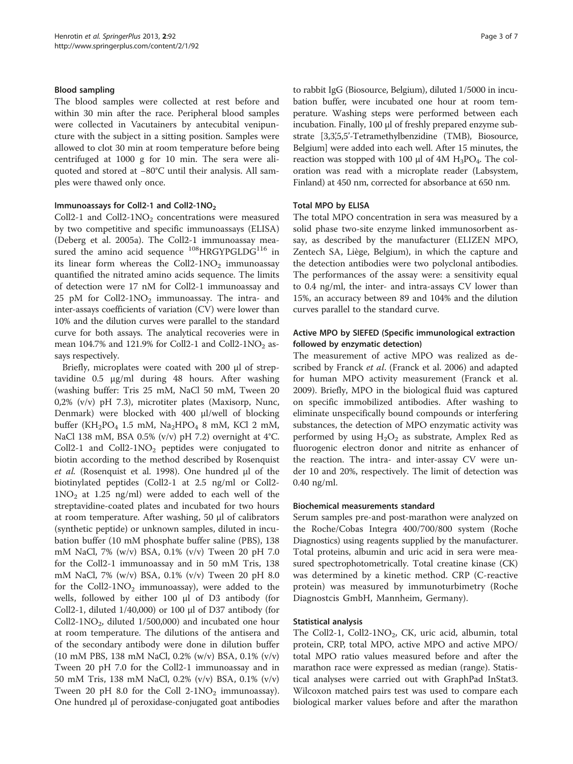### Blood sampling

The blood samples were collected at rest before and within 30 min after the race. Peripheral blood samples were collected in Vacutainers by antecubital venipuncture with the subject in a sitting position. Samples were allowed to clot 30 min at room temperature before being centrifuged at 1000 g for 10 min. The sera were aliquoted and stored at −80°C until their analysis. All samples were thawed only once.

### Immunoassays for Coll2-1 and Coll2-1$NO_2$

Coll2-1 and Coll2-1$NO_2$ concentrations were measured by two competitive and specific immunoassays (ELISA) (Deberg et al. 2005a). The Coll2-1 immunoassay measured the amino acid sequence $^{108}$HRGYPGLDG$^{116}$ in its linear form whereas the Coll2-1$NO_2$ immunoassay quantified the nitrated amino acids sequence. The limits of detection were 17 nM for Coll2-1 immunoassay and 25 pM for Coll2-1$NO_2$ immunoassay. The intra- and inter-assays coefficients of variation (CV) were lower than 10% and the dilution curves were parallel to the standard curve for both assays. The analytical recoveries were in mean 104.7% and 121.9% for Coll2-1 and Coll2-1$NO_2$ assays respectively.

Briefly, microplates were coated with 200 μl of streptavidine 0.5 μg/ml during 48 hours. After washing (washing buffer: Tris 25 mM, NaCl 50 mM, Tween 20 0,2% (v/v) pH 7.3), microtiter plates (Maxisorp, Nunc, Denmark) were blocked with 400 μl/well of blocking buffer ($KH_2PO_4$ 1.5 mM, $Na_2HPO_4$ 8 mM, KCl 2 mM, NaCl 138 mM, BSA 0.5% (v/v) pH 7.2) overnight at 4°C. Coll2-1 and Coll2-1$NO_2$ peptides were conjugated to biotin according to the method described by Rosenquist *et al.* (Rosenquist et al. 1998). One hundred μl of the biotinylated peptides (Coll2-1 at 2.5 ng/ml or Coll2-1$NO_2$ at 1.25 ng/ml) were added to each well of the streptavidine-coated plates and incubated for two hours at room temperature. After washing, 50 μl of calibrators (synthetic peptide) or unknown samples, diluted in incubation buffer (10 mM phosphate buffer saline (PBS), 138 mM NaCl, 7% (w/v) BSA, 0.1% (v/v) Tween 20 pH 7.0 for the Coll2-1 immunoassay and in 50 mM Tris, 138 mM NaCl, 7% (w/v) BSA, 0.1% (v/v) Tween 20 pH 8.0 for the Coll2-1$NO_2$ immunoassay), were added to the wells, followed by either 100 μl of D3 antibody (for Coll2-1, diluted 1/40,000) or 100 μl of D37 antibody (for Coll2-1$NO_2$, diluted 1/500,000) and incubated one hour at room temperature. The dilutions of the antisera and of the secondary antibody were done in dilution buffer (10 mM PBS, 138 mM NaCl, 0.2% (w/v) BSA, 0.1% (v/v) Tween 20 pH 7.0 for the Coll2-1 immunoassay and in 50 mM Tris, 138 mM NaCl, 0.2% (w/v) BSA, 0.1% (v/v) Tween 20 pH 8.0 for the Coll 2-1$NO_2$ immunoassay). One hundred μl of peroxidase-conjugated goat antibodies to rabbit IgG (Biosource, Belgium), diluted 1/5000 in incubation buffer, were incubated one hour at room temperature. Washing steps were performed between each incubation. Finally, 100 μl of freshly prepared enzyme substrate [3,3',5,5'-Tetramethylbenzidine (TMB), Biosource, Belgium] were added into each well. After 15 minutes, the reaction was stopped with 100 μl of 4M $H_3PO_4$. The coloration was read with a microplate reader (Labsystem, Finland) at 450 nm, corrected for absorbance at 650 nm.

### Total MPO by ELISA

The total MPO concentration in sera was measured by a solid phase two-site enzyme linked immunosorbent assay, as described by the manufacturer (ELIZEN MPO, Zentech SA, Liège, Belgium), in which the capture and the detection antibodies were two polyclonal antibodies. The performances of the assay were: a sensitivity equal to 0.4 ng/ml, the inter- and intra-assays CV lower than 15%, an accuracy between 89 and 104% and the dilution curves parallel to the standard curve.

### Active MPO by SIEFED (Specific immunological extraction followed by enzymatic detection)

The measurement of active MPO was realized as described by Franck *et al*. (Franck et al. 2006) and adapted for human MPO activity measurement (Franck et al. 2009). Briefly, MPO in the biological fluid was captured on specific immobilized antibodies. After washing to eliminate unspecifically bound compounds or interfering substances, the detection of MPO enzymatic activity was performed by using $H_2O_2$ as substrate, Amplex Red as fluorogenic electron donor and nitrite as enhancer of the reaction. The intra- and inter-assay CV were under 10 and 20%, respectively. The limit of detection was 0.40 ng/ml.

### Biochemical measurements standard

Serum samples pre-and post-marathon were analyzed on the Roche/Cobas Integra 400/700/800 system (Roche Diagnostics) using reagents supplied by the manufacturer. Total proteins, albumin and uric acid in sera were measured spectrophotometrically. Total creatine kinase (CK) was determined by a kinetic method. CRP (C-reactive protein) was measured by immunoturbimetry (Roche Diagnostcis GmbH, Mannheim, Germany).

### Statistical analysis

The Coll2-1, Coll2-1$NO_2$, CK, uric acid, albumin, total protein, CRP, total MPO, active MPO and active MPO/total MPO ratio values measured before and after the marathon race were expressed as median (range). Statistical analyses were carried out with GraphPad InStat3. Wilcoxon matched pairs test was used to compare each biological marker values before and after the marathon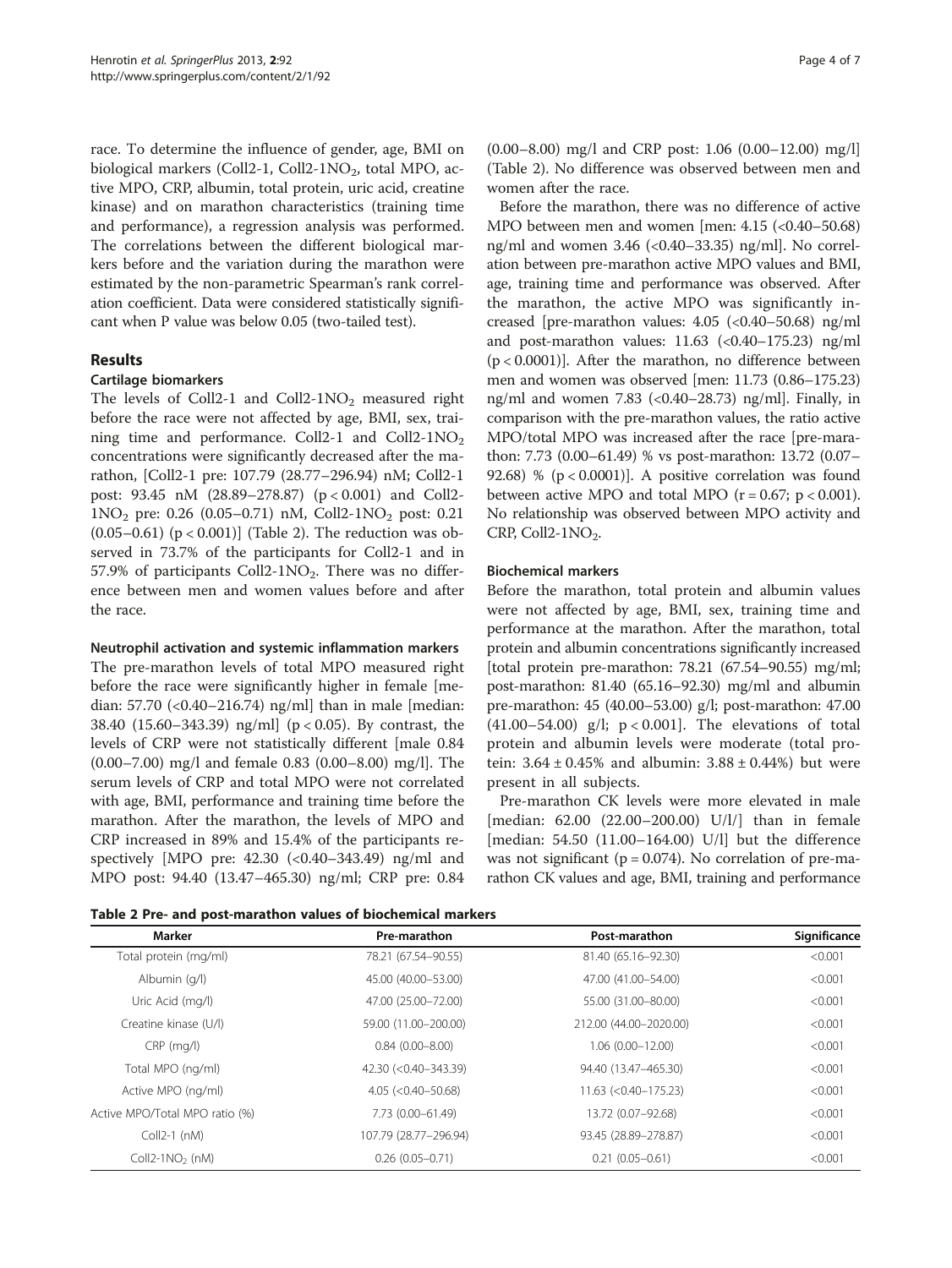race. To determine the influence of gender, age, BMI on biological markers (Coll2-1, Coll2-1$NO_2$, total MPO, active MPO, CRP, albumin, total protein, uric acid, creatine kinase) and on marathon characteristics (training time and performance), a regression analysis was performed. The correlations between the different biological markers before and the variation during the marathon were estimated by the non-parametric Spearman's rank correlation coefficient. Data were considered statistically significant when P value was below 0.05 (two-tailed test).

## Results

### Cartilage biomarkers

The levels of Coll2-1 and Coll2-1$NO_2$ measured right before the race were not affected by age, BMI, sex, training time and performance. Coll2-1 and Coll2-1$NO_2$ concentrations were significantly decreased after the marathon, [Coll2-1 pre: 107.79 (28.77–296.94) nM; Coll2-1 post: 93.45 nM (28.89–278.87) ($p < 0.001$) and Coll2-1$NO_2$ pre: 0.26 (0.05–0.71) nM, Coll2-1$NO_2$ post: 0.21 (0.05–0.61) ($p < 0.001$)] (Table 2). The reduction was observed in 73.7% of the participants for Coll2-1 and in 57.9% of participants Coll2-1$NO_2$. There was no difference between men and women values before and after the race.

### Neutrophil activation and systemic inflammation markers

The pre-marathon levels of total MPO measured right before the race were significantly higher in female [median: 57.70 (<0.40–216.74) ng/ml] than in male [median: 38.40 (15.60–343.39) ng/ml] ($p < 0.05$). By contrast, the levels of CRP were not statistically different [male 0.84 (0.00–7.00) mg/l and female 0.83 (0.00–8.00) mg/l]. The serum levels of CRP and total MPO were not correlated with age, BMI, performance and training time before the marathon. After the marathon, the levels of MPO and CRP increased in 89% and 15.4% of the participants respectively [MPO pre: 42.30 (<0.40–343.49) ng/ml and MPO post: 94.40 (13.47–465.30) ng/ml; CRP pre: 0.84 (0.00–8.00) mg/l and CRP post: 1.06 (0.00–12.00) mg/l] (Table 2). No difference was observed between men and women after the race.

Before the marathon, there was no difference of active MPO between men and women [men: 4.15 (<0.40–50.68) ng/ml and women 3.46 (<0.40–33.35) ng/ml]. No correlation between pre-marathon active MPO values and BMI, age, training time and performance was observed. After the marathon, the active MPO was significantly increased [pre-marathon values: 4.05 (<0.40–50.68) ng/ml and post-marathon values: 11.63 (<0.40–175.23) ng/ml ($p < 0.0001$)]. After the marathon, no difference between men and women was observed [men: 11.73 (0.86–175.23) ng/ml and women 7.83 (<0.40–28.73) ng/ml]. Finally, in comparison with the pre-marathon values, the ratio active MPO/total MPO was increased after the race [pre-marathon: 7.73 (0.00–61.49) % vs post-marathon: 13.72 (0.07–92.68) % ($p < 0.0001$)]. A positive correlation was found between active MPO and total MPO ($r = 0.67$; $p < 0.001$). No relationship was observed between MPO activity and CRP, Coll2-1$NO_2$.

### Biochemical markers

Before the marathon, total protein and albumin values were not affected by age, BMI, sex, training time and performance at the marathon. After the marathon, total protein and albumin concentrations significantly increased [total protein pre-marathon: 78.21 (67.54–90.55) mg/ml; post-marathon: 81.40 (65.16–92.30) mg/ml and albumin pre-marathon: 45 (40.00–53.00) g/l; post-marathon: 47.00 (41.00–54.00) g/l; $p < 0.001$]. The elevations of total protein and albumin levels were moderate (total protein: $3.64 \pm 0.45\%$ and albumin: $3.88 \pm 0.44\%$) but were present in all subjects.

Pre-marathon CK levels were more elevated in male [median: 62.00 (22.00–200.00) U/l/] than in female [median: 54.50 (11.00–164.00) U/l] but the difference was not significant ($p = 0.074$). No correlation of pre-marathon CK values and age, BMI, training and performance

**Table 2 Pre- and post-marathon values of biochemical markers**

| Marker | Pre-marathon | Post-marathon | Significance |
|---|---|---|---|
| Total protein (mg/ml) | 78.21 (67.54–90.55) | 81.40 (65.16–92.30) | <0.001 |
| Albumin (g/l) | 45.00 (40.00–53.00) | 47.00 (41.00–54.00) | <0.001 |
| Uric Acid (mg/l) | 47.00 (25.00–72.00) | 55.00 (31.00–80.00) | <0.001 |
| Creatine kinase (U/l) | 59.00 (11.00–200.00) | 212.00 (44.00–2020.00) | <0.001 |
| CRP (mg/l) | 0.84 (0.00–8.00) | 1.06 (0.00–12.00) | <0.001 |
| Total MPO (ng/ml) | 42.30 (<0.40–343.39) | 94.40 (13.47–465.30) | <0.001 |
| Active MPO (ng/ml) | 4.05 (<0.40–50.68) | 11.63 (<0.40–175.23) | <0.001 |
| Active MPO/Total MPO ratio (%) | 7.73 (0.00–61.49) | 13.72 (0.07–92.68) | <0.001 |
| Coll2-1 (nM) | 107.79 (28.77–296.94) | 93.45 (28.89–278.87) | <0.001 |
| Coll2-1$NO_2$ (nM) | 0.26 (0.05–0.71) | 0.21 (0.05–0.61) | <0.001 |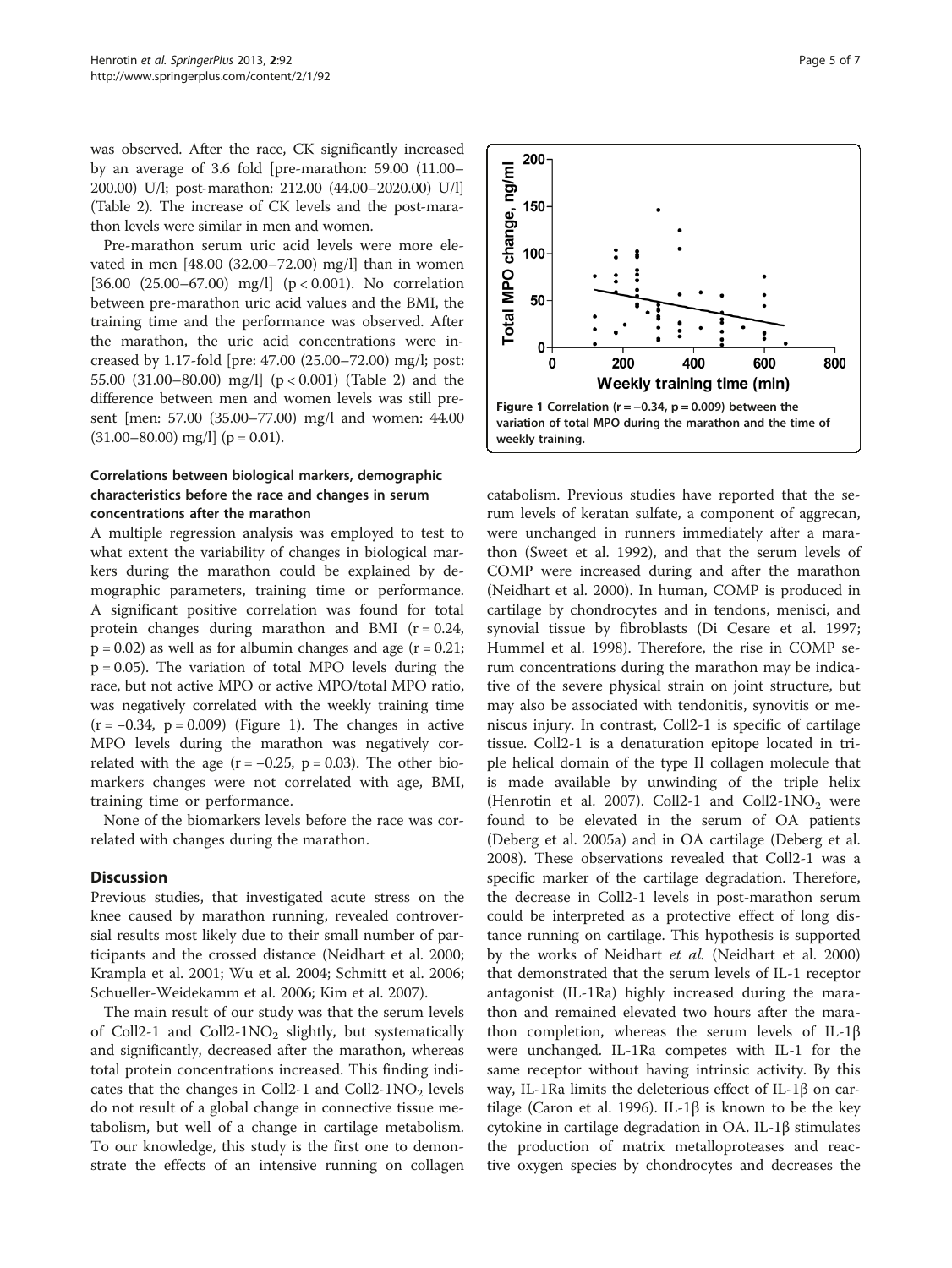was observed. After the race, CK significantly increased by an average of 3.6 fold [pre-marathon: 59.00 (11.00–200.00) U/l; post-marathon: 212.00 (44.00–2020.00) U/l] (Table 2). The increase of CK levels and the post-marathon levels were similar in men and women.

Pre-marathon serum uric acid levels were more elevated in men [48.00 (32.00–72.00) mg/l] than in women [36.00 (25.00–67.00) mg/l] ($p < 0.001$). No correlation between pre-marathon uric acid values and the BMI, the training time and the performance was observed. After the marathon, the uric acid concentrations were increased by 1.17-fold [pre: 47.00 (25.00–72.00) mg/l; post: 55.00 (31.00–80.00) mg/l] ($p < 0.001$) (Table 2) and the difference between men and women levels was still present [men: 57.00 (35.00–77.00) mg/l and women: 44.00 (31.00–80.00) mg/l] ($p = 0.01$).

### Correlations between biological markers, demographic characteristics before the race and changes in serum concentrations after the marathon

A multiple regression analysis was employed to test to what extent the variability of changes in biological markers during the marathon could be explained by demographic parameters, training time or performance. A significant positive correlation was found for total protein changes during marathon and BMI ($r = 0.24$, $p = 0.02$) as well as for albumin changes and age ($r = 0.21$; $p = 0.05$). The variation of total MPO levels during the race, but not active MPO or active MPO/total MPO ratio, was negatively correlated with the weekly training time ($r = -0.34$, $p = 0.009$) (Figure 1). The changes in active MPO levels during the marathon was negatively correlated with the age ($r = -0.25$, $p = 0.03$). The other biomarkers changes were not correlated with age, BMI, training time or performance.

None of the biomarkers levels before the race was correlated with changes during the marathon.

## Discussion

Previous studies, that investigated acute stress on the knee caused by marathon running, revealed controversial results most likely due to their small number of participants and the crossed distance (Neidhart et al. 2000; Krampla et al. 2001; Wu et al. 2004; Schmitt et al. 2006; Schueller-Weidekamm et al. 2006; Kim et al. 2007).

The main result of our study was that the serum levels of Coll2-1 and Coll2-1$NO_2$ slightly, but systematically and significantly, decreased after the marathon, whereas total protein concentrations increased. This finding indicates that the changes in Coll2-1 and Coll2-1$NO_2$ levels do not result of a global change in connective tissue metabolism, but well of a change in cartilage metabolism. To our knowledge, this study is the first one to demonstrate the effects of an intensive running on collagen catabolism. Previous studies have reported that the serum levels of keratan sulfate, a component of aggrecan, were unchanged in runners immediately after a marathon (Sweet et al. 1992), and that the serum levels of COMP were increased during and after the marathon (Neidhart et al. 2000). In human, COMP is produced in cartilage by chondrocytes and in tendons, menisci, and synovial tissue by fibroblasts (Di Cesare et al. 1997; Hummel et al. 1998). Therefore, the rise in COMP serum concentrations during the marathon may be indicative of the severe physical strain on joint structure, but may also be associated with tendonitis, synovitis or meniscus injury. In contrast, Coll2-1 is specific of cartilage tissue. Coll2-1 is a denaturation epitope located in triple helical domain of the type II collagen molecule that is made available by unwinding of the triple helix (Henrotin et al. 2007). Coll2-1 and Coll2-1$NO_2$ were found to be elevated in the serum of OA patients (Deberg et al. 2005a) and in OA cartilage (Deberg et al. 2008). These observations revealed that Coll2-1 was a specific marker of the cartilage degradation. Therefore, the decrease in Coll2-1 levels in post-marathon serum could be interpreted as a protective effect of long distance running on cartilage. This hypothesis is supported by the works of Neidhart *et al.* (Neidhart et al. 2000) that demonstrated that the serum levels of IL-1 receptor antagonist (IL-1Ra) highly increased during the marathon and remained elevated two hours after the marathon completion, whereas the serum levels of IL-1β were unchanged. IL-1Ra competes with IL-1 for the same receptor without having intrinsic activity. By this way, IL-1Ra limits the deleterious effect of IL-1β on cartilage (Caron et al. 1996). IL-1β is known to be the key cytokine in cartilage degradation in OA. IL-1β stimulates the production of matrix metalloproteases and reactive oxygen species by chondrocytes and decreases the

**Figure 1** Correlation ($r = -0.34$, $p = 0.009$) between the variation of total MPO during the marathon and the time of weekly training.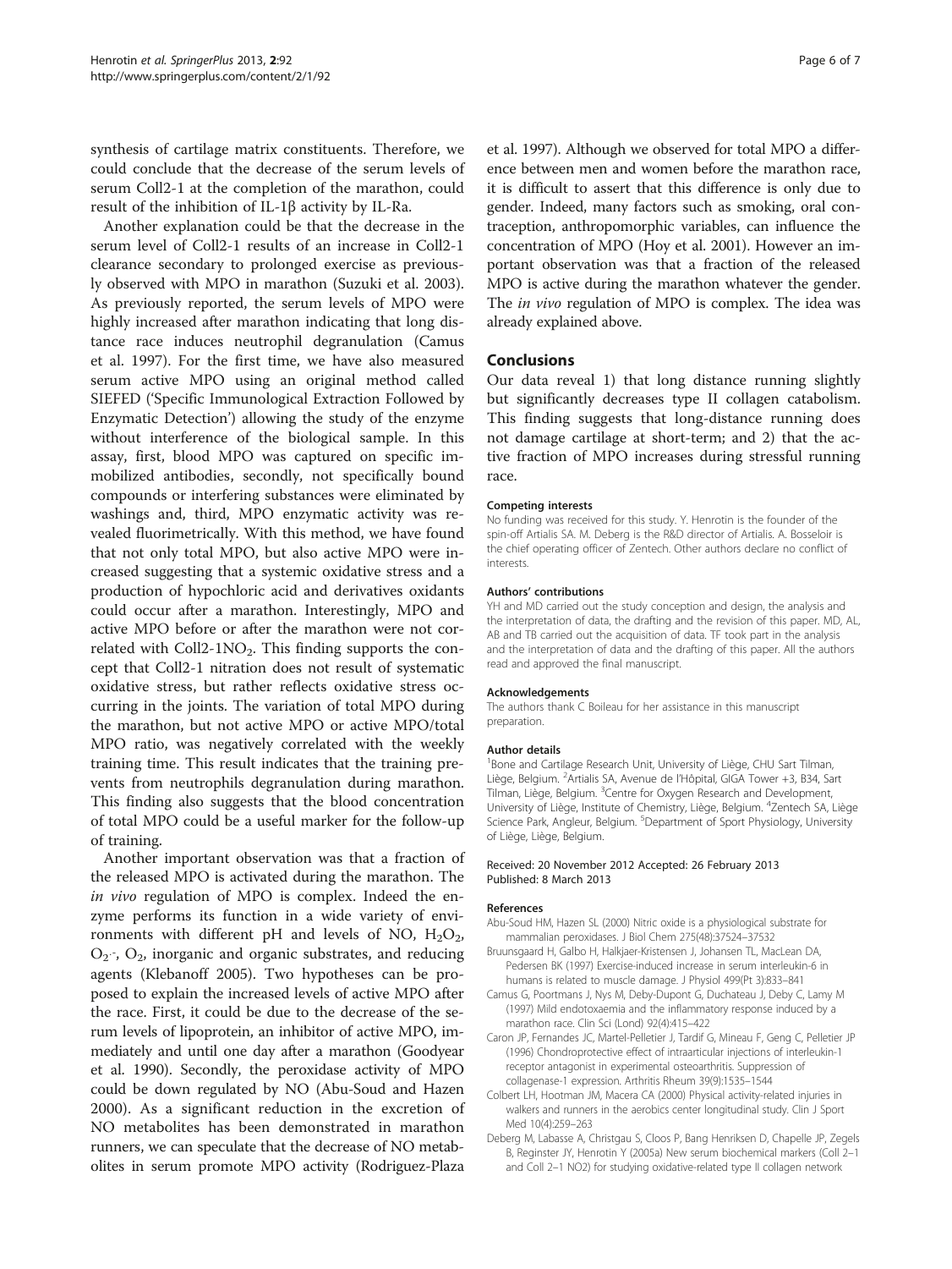synthesis of cartilage matrix constituents. Therefore, we could conclude that the decrease of the serum levels of serum Coll2-1 at the completion of the marathon, could result of the inhibition of IL-1β activity by IL-Ra.

Another explanation could be that the decrease in the serum level of Coll2-1 results of an increase in Coll2-1 clearance secondary to prolonged exercise as previously observed with MPO in marathon (Suzuki et al. 2003). As previously reported, the serum levels of MPO were highly increased after marathon indicating that long distance race induces neutrophil degranulation (Camus et al. 1997). For the first time, we have also measured serum active MPO using an original method called SIEFED ('Specific Immunological Extraction Followed by Enzymatic Detection') allowing the study of the enzyme without interference of the biological sample. In this assay, first, blood MPO was captured on specific immobilized antibodies, secondly, not specifically bound compounds or interfering substances were eliminated by washings and, third, MPO enzymatic activity was revealed fluorimetrically. With this method, we have found that not only total MPO, but also active MPO were increased suggesting that a systemic oxidative stress and a production of hypochloric acid and derivatives oxidants could occur after a marathon. Interestingly, MPO and active MPO before or after the marathon were not correlated with Coll2-1$NO_2$. This finding supports the concept that Coll2-1 nitration does not result of systematic oxidative stress, but rather reflects oxidative stress occurring in the joints. The variation of total MPO during the marathon, but not active MPO or active MPO/total MPO ratio, was negatively correlated with the weekly training time. This result indicates that the training prevents from neutrophils degranulation during marathon. This finding also suggests that the blood concentration of total MPO could be a useful marker for the follow-up of training.

Another important observation was that a fraction of the released MPO is activated during the marathon. The *in vivo* regulation of MPO is complex. Indeed the enzyme performs its function in a wide variety of environments with different pH and levels of NO, $H_2O_2$, $O_2^{\cdot-}$, $O_2$, inorganic and organic substrates, and reducing agents (Klebanoff 2005). Two hypotheses can be proposed to explain the increased levels of active MPO after the race. First, it could be due to the decrease of the serum levels of lipoprotein, an inhibitor of active MPO, immediately and until one day after a marathon (Goodyear et al. 1990). Secondly, the peroxidase activity of MPO could be down regulated by NO (Abu-Soud and Hazen 2000). As a significant reduction in the excretion of NO metabolites has been demonstrated in marathon runners, we can speculate that the decrease of NO metabolites in serum promote MPO activity (Rodriguez-Plaza et al. 1997). Although we observed for total MPO a difference between men and women before the marathon race, it is difficult to assert that this difference is only due to gender. Indeed, many factors such as smoking, oral contraception, anthropomorphic variables, can influence the concentration of MPO (Hoy et al. 2001). However an important observation was that a fraction of the released MPO is active during the marathon whatever the gender. The *in vivo* regulation of MPO is complex. The idea was already explained above.

## Conclusions

Our data reveal 1) that long distance running slightly but significantly decreases type II collagen catabolism. This finding suggests that long-distance running does not damage cartilage at short-term; and 2) that the active fraction of MPO increases during stressful running race.

#### Competing interests

No funding was received for this study. Y. Henrotin is the founder of the spin-off Artialis SA. M. Deberg is the R&D director of Artialis. A. Bosseloir is the chief operating officer of Zentech. Other authors declare no conflict of interests.

#### Authors' contributions

YH and MD carried out the study conception and design, the analysis and the interpretation of data, the drafting and the revision of this paper. MD, AL, AB and TB carried out the acquisition of data. TF took part in the analysis and the interpretation of data and the drafting of this paper. All the authors read and approved the final manuscript.

#### Acknowledgements

The authors thank C Boileau for her assistance in this manuscript preparation.

#### Author details

[1]Bone and Cartilage Research Unit, University of Liège, CHU Sart Tilman, Liège, Belgium. [2]Artialis SA, Avenue de l'Hôpital, GIGA Tower +3, B34, Sart Tilman, Liège, Belgium. [3]Centre for Oxygen Research and Development, University of Liège, Institute of Chemistry, Liège, Belgium. [4]Zentech SA, Liège Science Park, Angleur, Belgium. [5]Department of Sport Physiology, University of Liège, Liège, Belgium.

Received: 20 November 2012 Accepted: 26 February 2013
Published: 8 March 2013

#### References

Abu-Soud HM, Hazen SL (2000) Nitric oxide is a physiological substrate for mammalian peroxidases. J Biol Chem 275(48):37524–37532

Bruunsgaard H, Galbo H, Halkjaer-Kristensen J, Johansen TL, MacLean DA, Pedersen BK (1997) Exercise-induced increase in serum interleukin-6 in humans is related to muscle damage. J Physiol 499(Pt 3):833–841

Camus G, Poortmans J, Nys M, Deby-Dupont G, Duchateau J, Deby C, Lamy M (1997) Mild endotoxaemia and the inflammatory response induced by a marathon race. Clin Sci (Lond) 92(4):415–422

Caron JP, Fernandes JC, Martel-Pelletier J, Tardif G, Mineau F, Geng C, Pelletier JP (1996) Chondroprotective effect of intraarticular injections of interleukin-1 receptor antagonist in experimental osteoarthritis. Suppression of collagenase-1 expression. Arthritis Rheum 39(9):1535–1544

Colbert LH, Hootman JM, Macera CA (2000) Physical activity-related injuries in walkers and runners in the aerobics center longitudinal study. Clin J Sport Med 10(4):259–263

Deberg M, Labasse A, Christgau S, Cloos P, Bang Henriksen D, Chapelle JP, Zegels B, Reginster JY, Henrotin Y (2005a) New serum biochemical markers (Coll 2–1 and Coll 2–1 NO2) for studying oxidative-related type II collagen network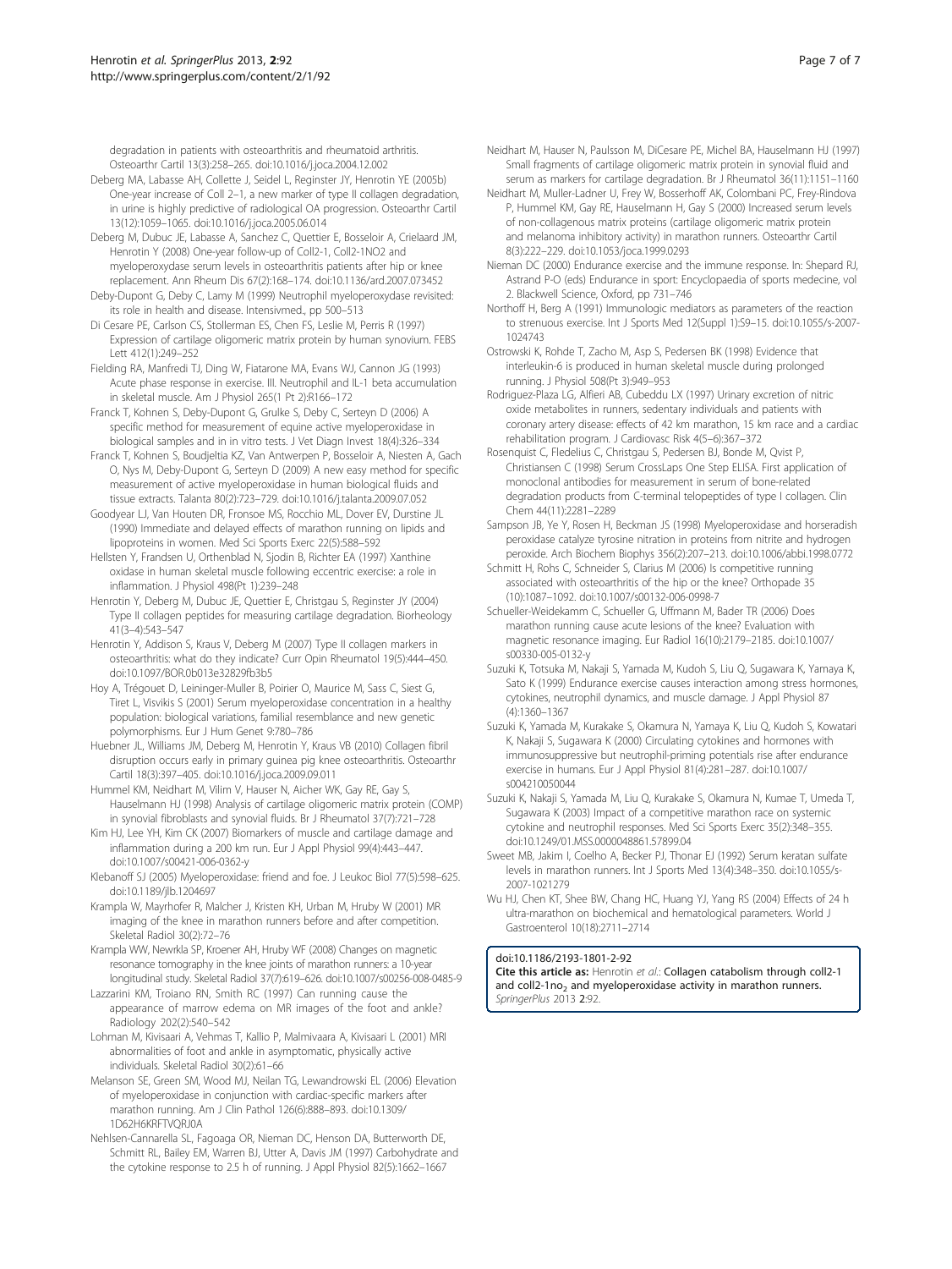degradation in patients with osteoarthritis and rheumatoid arthritis. Osteoarthr Cartil 13(3):258–265. doi:10.1016/j.joca.2004.12.002

Deberg MA, Labasse AH, Collette J, Seidel L, Reginster JY, Henrotin YE (2005b) One-year increase of Coll 2–1, a new marker of type II collagen degradation, in urine is highly predictive of radiological OA progression. Osteoarthr Cartil 13(12):1059–1065. doi:10.1016/j.joca.2005.06.014

Deberg M, Dubuc JE, Labasse A, Sanchez C, Quettier E, Bosseloir A, Crielaard JM, Henrotin Y (2008) One-year follow-up of Coll2-1, Coll2-1NO2 and myeloperoxydase serum levels in osteoarthritis patients after hip or knee replacement. Ann Rheum Dis 67(2):168–174. doi:10.1136/ard.2007.073452

Deby-Dupont G, Deby C, Lamy M (1999) Neutrophil myeloperoxydase revisited: its role in health and disease. Intensivmed., pp 500–513

Di Cesare PE, Carlson CS, Stollerman ES, Chen FS, Leslie M, Perris R (1997) Expression of cartilage oligomeric matrix protein by human synovium. FEBS Lett 412(1):249–252

Fielding RA, Manfredi TJ, Ding W, Fiatarone MA, Evans WJ, Cannon JG (1993) Acute phase response in exercise. III. Neutrophil and IL-1 beta accumulation in skeletal muscle. Am J Physiol 265(1 Pt 2):R166–172

Franck T, Kohnen S, Deby-Dupont G, Grulke S, Deby C, Serteyn D (2006) A specific method for measurement of equine active myeloperoxidase in biological samples and in in vitro tests. J Vet Diagn Invest 18(4):326–334

Franck T, Kohnen S, Boudjeltia KZ, Van Antwerpen P, Bosseloir A, Niesten A, Gach O, Nys M, Deby-Dupont G, Serteyn D (2009) A new easy method for specific measurement of active myeloperoxidase in human biological fluids and tissue extracts. Talanta 80(2):723–729. doi:10.1016/j.talanta.2009.07.052

Goodyear LJ, Van Houten DR, Fronsoe MS, Rocchio ML, Dover EV, Durstine JL (1990) Immediate and delayed effects of marathon running on lipids and lipoproteins in women. Med Sci Sports Exerc 22(5):588–592

Hellsten Y, Frandsen U, Orthenblad N, Sjodin B, Richter EA (1997) Xanthine oxidase in human skeletal muscle following eccentric exercise: a role in inflammation. J Physiol 498(Pt 1):239–248

Henrotin Y, Deberg M, Dubuc JE, Quettier E, Christgau S, Reginster JY (2004) Type II collagen peptides for measuring cartilage degradation. Biorheology 41(3–4):543–547

Henrotin Y, Addison S, Kraus V, Deberg M (2007) Type II collagen markers in osteoarthritis: what do they indicate? Curr Opin Rheumatol 19(5):444–450. doi:10.1097/BOR.0b013e32829fb3b5

Hoy A, Trégouet D, Leininger-Muller B, Poirier O, Maurice M, Sass C, Siest G, Tiret L, Visvikis S (2001) Serum myeloperoxidase concentration in a healthy population: biological variations, familial resemblance and new genetic polymorphisms. Eur J Hum Genet 9:780–786

Huebner JL, Williams JM, Deberg M, Henrotin Y, Kraus VB (2010) Collagen fibril disruption occurs early in primary guinea pig knee osteoarthritis. Osteoarthr Cartil 18(3):397–405. doi:10.1016/j.joca.2009.09.011

Hummel KM, Neidhart M, Vilim V, Hauser N, Aicher WK, Gay RE, Gay S, Hauselmann HJ (1998) Analysis of cartilage oligomeric matrix protein (COMP) in synovial fibroblasts and synovial fluids. Br J Rheumatol 37(7):721–728

Kim HJ, Lee YH, Kim CK (2007) Biomarkers of muscle and cartilage damage and inflammation during a 200 km run. Eur J Appl Physiol 99(4):443–447. doi:10.1007/s00421-006-0362-y

Klebanoff SJ (2005) Myeloperoxidase: friend and foe. J Leukoc Biol 77(5):598–625. doi:10.1189/jlb.1204697

Krampla W, Mayrhofer R, Malcher J, Kristen KH, Urban M, Hruby W (2001) MR imaging of the knee in marathon runners before and after competition. Skeletal Radiol 30(2):72–76

Krampla WW, Newrkla SP, Kroener AH, Hruby WF (2008) Changes on magnetic resonance tomography in the knee joints of marathon runners: a 10-year longitudinal study. Skeletal Radiol 37(7):619–626. doi:10.1007/s00256-008-0485-9

Lazzarini KM, Troiano RN, Smith RC (1997) Can running cause the appearance of marrow edema on MR images of the foot and ankle? Radiology 202(2):540–542

Lohman M, Kivisaari A, Vehmas T, Kallio P, Malmivaara A, Kivisaari L (2001) MRI abnormalities of foot and ankle in asymptomatic, physically active individuals. Skeletal Radiol 30(2):61–66

Melanson SE, Green SM, Wood MJ, Neilan TG, Lewandrowski EL (2006) Elevation of myeloperoxidase in conjunction with cardiac-specific markers after marathon running. Am J Clin Pathol 126(6):888–893. doi:10.1309/1D62H6KRFTVQRJ0A

Nehlsen-Cannarella SL, Fagoaga OR, Nieman DC, Henson DA, Butterworth DE, Schmitt RL, Bailey EM, Warren BJ, Utter A, Davis JM (1997) Carbohydrate and the cytokine response to 2.5 h of running. J Appl Physiol 82(5):1662–1667

Neidhart M, Hauser N, Paulsson M, DiCesare PE, Michel BA, Hauselmann HJ (1997) Small fragments of cartilage oligomeric matrix protein in synovial fluid and serum as markers for cartilage degradation. Br J Rheumatol 36(11):1151–1160

Neidhart M, Muller-Ladner U, Frey W, Bosserhoff AK, Colombani PC, Frey-Rindova P, Hummel KM, Gay RE, Hauselmann H, Gay S (2000) Increased serum levels of non-collagenous matrix proteins (cartilage oligomeric matrix protein and melanoma inhibitory activity) in marathon runners. Osteoarthr Cartil 8(3):222–229. doi:10.1053/joca.1999.0293

Nieman DC (2000) Endurance exercise and the immune response. In: Shepard RJ, Astrand P-O (eds) Endurance in sport: Encyclopaedia of sports medecine, vol 2. Blackwell Science, Oxford, pp 731–746

Northoff H, Berg A (1991) Immunologic mediators as parameters of the reaction to strenuous exercise. Int J Sports Med 12(Suppl 1):S9–15. doi:10.1055/s-2007-1024743

Ostrowski K, Rohde T, Zacho M, Asp S, Pedersen BK (1998) Evidence that interleukin-6 is produced in human skeletal muscle during prolonged running. J Physiol 508(Pt 3):949–953

Rodriguez-Plaza LG, Alfieri AB, Cubeddu LX (1997) Urinary excretion of nitric oxide metabolites in runners, sedentary individuals and patients with coronary artery disease: effects of 42 km marathon, 15 km race and a cardiac rehabilitation program. J Cardiovasc Risk 4(5–6):367–372

Rosenquist C, Fledelius C, Christgau S, Pedersen BJ, Bonde M, Qvist P, Christiansen C (1998) Serum CrossLaps One Step ELISA. First application of monoclonal antibodies for measurement in serum of bone-related degradation products from C-terminal telopeptides of type I collagen. Clin Chem 44(11):2281–2289

Sampson JB, Ye Y, Rosen H, Beckman JS (1998) Myeloperoxidase and horseradish peroxidase catalyze tyrosine nitration in proteins from nitrite and hydrogen peroxide. Arch Biochem Biophys 356(2):207–213. doi:10.1006/abbi.1998.0772

Schmitt H, Rohs C, Schneider S, Clarius M (2006) Is competitive running associated with osteoarthritis of the hip or the knee? Orthopade 35 (10):1087–1092. doi:10.1007/s00132-006-0998-7

Schueller-Weidekamm C, Schueller G, Uffmann M, Bader TR (2006) Does marathon running cause acute lesions of the knee? Evaluation with magnetic resonance imaging. Eur Radiol 16(10):2179–2185. doi:10.1007/s00330-005-0132-y

Suzuki K, Totsuka M, Nakaji S, Yamada M, Kudoh S, Liu Q, Sugawara K, Yamaya K, Sato K (1999) Endurance exercise causes interaction among stress hormones, cytokines, neutrophil dynamics, and muscle damage. J Appl Physiol 87 (4):1360–1367

Suzuki K, Yamada M, Kurakake S, Okamura N, Yamaya K, Liu Q, Kudoh S, Kowatari K, Nakaji S, Sugawara K (2000) Circulating cytokines and hormones with immunosuppressive but neutrophil-priming potentials rise after endurance exercise in humans. Eur J Appl Physiol 81(4):281–287. doi:10.1007/s004210050044

Suzuki K, Nakaji S, Yamada M, Liu Q, Kurakake S, Okamura N, Kumae T, Umeda T, Sugawara K (2003) Impact of a competitive marathon race on systemic cytokine and neutrophil responses. Med Sci Sports Exerc 35(2):348–355. doi:10.1249/01.MSS.0000048861.57899.04

Sweet MB, Jakim I, Coelho A, Becker PJ, Thonar EJ (1992) Serum keratan sulfate levels in marathon runners. Int J Sports Med 13(4):348–350. doi:10.1055/s-2007-1021279

Wu HJ, Chen KT, Shee BW, Chang HC, Huang YJ, Yang RS (2004) Effects of 24 h ultra-marathon on biochemical and hematological parameters. World J Gastroenterol 10(18):2711–2714

doi:10.1186/2193-1801-2-92

**Cite this article as:** Henrotin *et al.*: Collagen catabolism through coll2-1 and coll2-1no$_2$ and myeloperoxidase activity in marathon runners. *SpringerPlus* 2013 **2**:92.